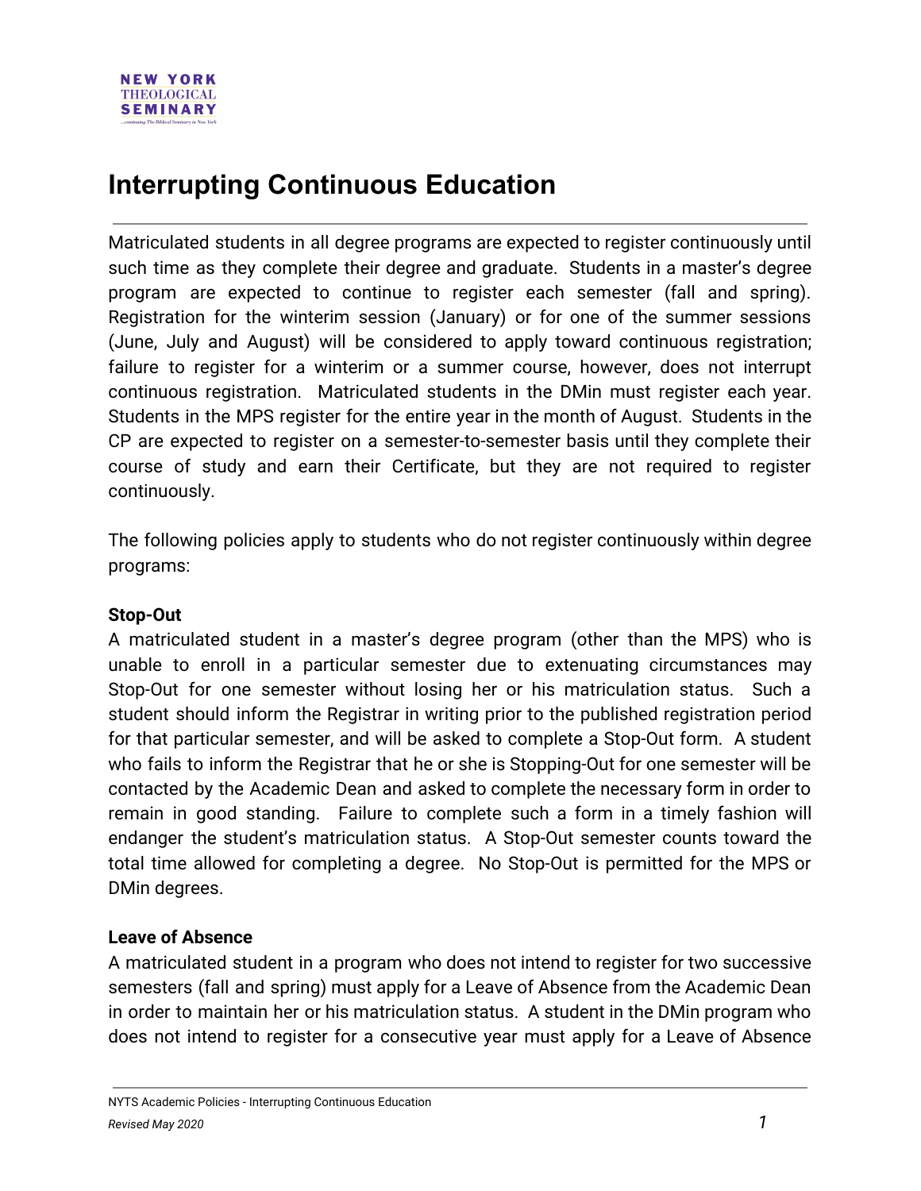# Interrupting Continuous Education

Matriculated students in all degree programs are expected to register continuously until such time as they complete their degree and graduate. Students in a master's degree program are expected to continue to register each semester (fall and spring). Registration for the winterim session (January) or for one of the summer sessions (June, July and August) will be considered to apply toward continuous registration; failure to register for a winterim or a summer course, however, does not interrupt continuous registration. Matriculated students in the DMin must register each year. Students in the MPS register for the entire year in the month of August. Students in the CP are expected to register on a semester-to-semester basis until they complete their course of study and earn their Certificate, but they are not required to register continuously.

The following policies apply to students who do not register continuously within degree programs:

**Stop-Out**

A matriculated student in a master's degree program (other than the MPS) who is unable to enroll in a particular semester due to extenuating circumstances may Stop-Out for one semester without losing her or his matriculation status. Such a student should inform the Registrar in writing prior to the published registration period for that particular semester, and will be asked to complete a Stop-Out form. A student who fails to inform the Registrar that he or she is Stopping-Out for one semester will be contacted by the Academic Dean and asked to complete the necessary form in order to remain in good standing. Failure to complete such a form in a timely fashion will endanger the student's matriculation status. A Stop-Out semester counts toward the total time allowed for completing a degree. No Stop-Out is permitted for the MPS or DMin degrees.

**Leave of Absence**

A matriculated student in a program who does not intend to register for two successive semesters (fall and spring) must apply for a Leave of Absence from the Academic Dean in order to maintain her or his matriculation status. A student in the DMin program who does not intend to register for a consecutive year must apply for a Leave of Absence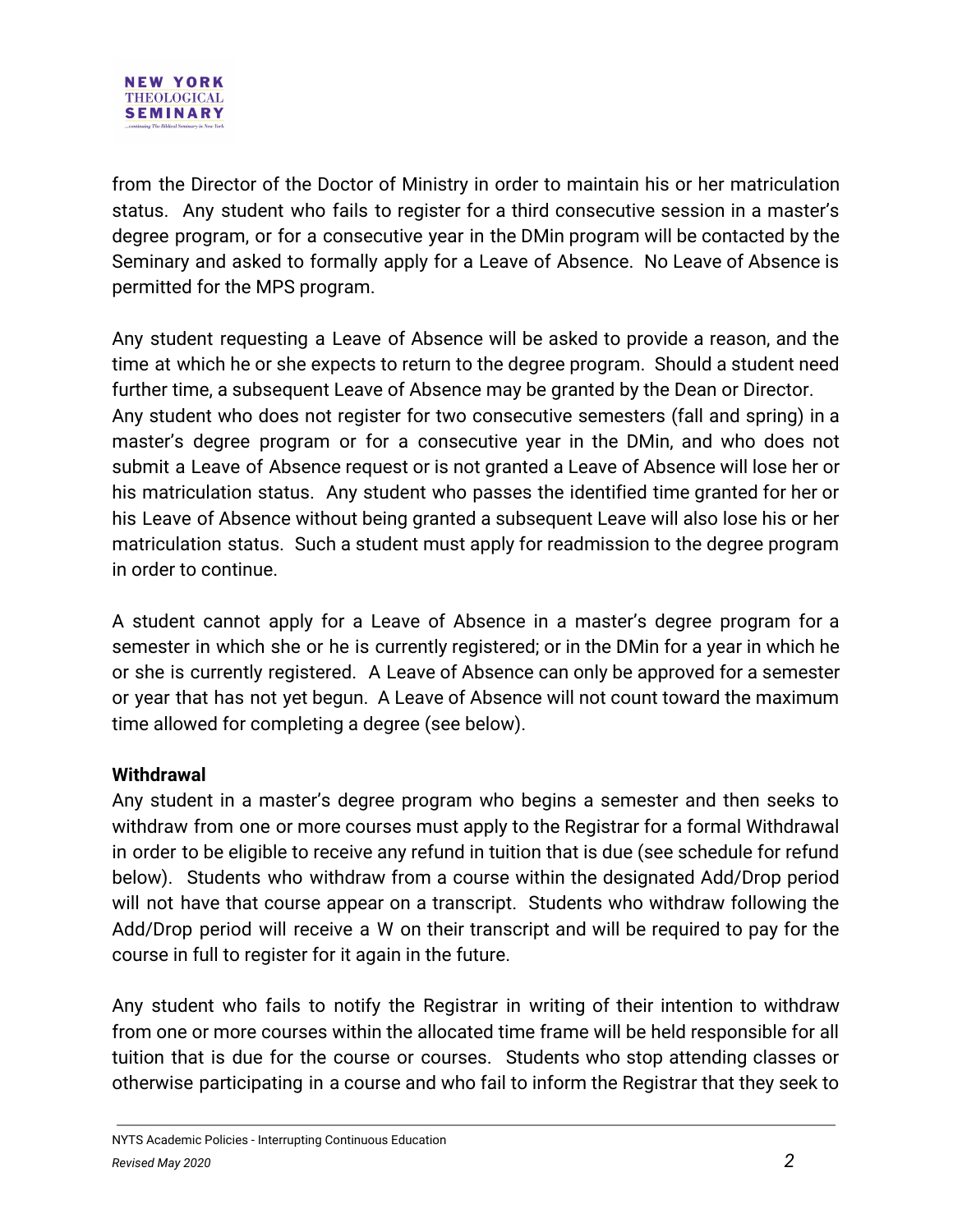from the Director of the Doctor of Ministry in order to maintain his or her matriculation status. Any student who fails to register for a third consecutive session in a master's degree program, or for a consecutive year in the DMin program will be contacted by the Seminary and asked to formally apply for a Leave of Absence. No Leave of Absence is permitted for the MPS program.

Any student requesting a Leave of Absence will be asked to provide a reason, and the time at which he or she expects to return to the degree program. Should a student need further time, a subsequent Leave of Absence may be granted by the Dean or Director.
Any student who does not register for two consecutive semesters (fall and spring) in a master's degree program or for a consecutive year in the DMin, and who does not submit a Leave of Absence request or is not granted a Leave of Absence will lose her or his matriculation status. Any student who passes the identified time granted for her or his Leave of Absence without being granted a subsequent Leave will also lose his or her matriculation status. Such a student must apply for readmission to the degree program in order to continue.

A student cannot apply for a Leave of Absence in a master's degree program for a semester in which she or he is currently registered; or in the DMin for a year in which he or she is currently registered. A Leave of Absence can only be approved for a semester or year that has not yet begun. A Leave of Absence will not count toward the maximum time allowed for completing a degree (see below).

**Withdrawal**

Any student in a master's degree program who begins a semester and then seeks to withdraw from one or more courses must apply to the Registrar for a formal Withdrawal in order to be eligible to receive any refund in tuition that is due (see schedule for refund below). Students who withdraw from a course within the designated Add/Drop period will not have that course appear on a transcript. Students who withdraw following the Add/Drop period will receive a W on their transcript and will be required to pay for the course in full to register for it again in the future.

Any student who fails to notify the Registrar in writing of their intention to withdraw from one or more courses within the allocated time frame will be held responsible for all tuition that is due for the course or courses. Students who stop attending classes or otherwise participating in a course and who fail to inform the Registrar that they seek to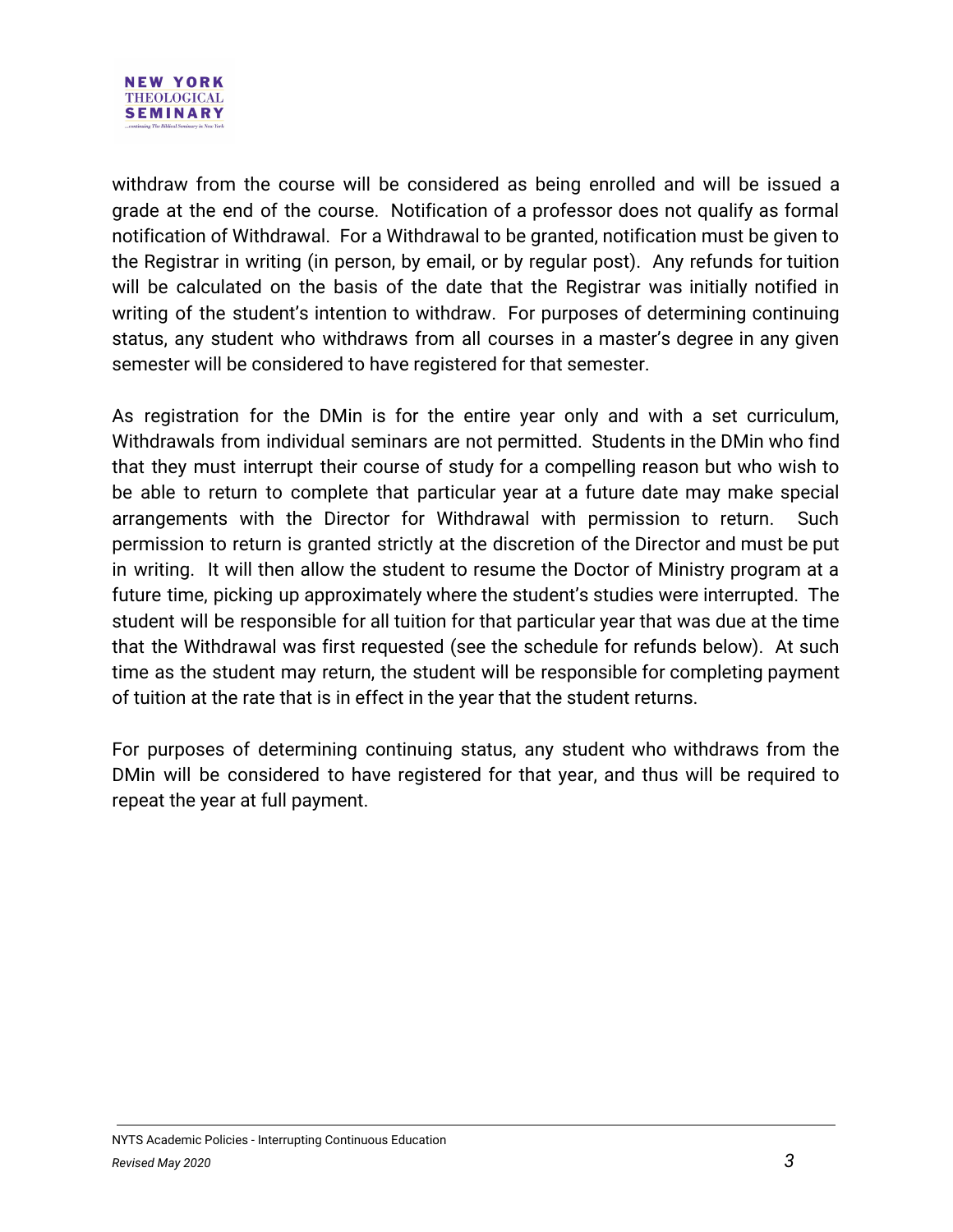withdraw from the course will be considered as being enrolled and will be issued a grade at the end of the course. Notification of a professor does not qualify as formal notification of Withdrawal. For a Withdrawal to be granted, notification must be given to the Registrar in writing (in person, by email, or by regular post). Any refunds for tuition will be calculated on the basis of the date that the Registrar was initially notified in writing of the student's intention to withdraw. For purposes of determining continuing status, any student who withdraws from all courses in a master's degree in any given semester will be considered to have registered for that semester.

As registration for the DMin is for the entire year only and with a set curriculum, Withdrawals from individual seminars are not permitted. Students in the DMin who find that they must interrupt their course of study for a compelling reason but who wish to be able to return to complete that particular year at a future date may make special arrangements with the Director for Withdrawal with permission to return. Such permission to return is granted strictly at the discretion of the Director and must be put in writing. It will then allow the student to resume the Doctor of Ministry program at a future time, picking up approximately where the student's studies were interrupted. The student will be responsible for all tuition for that particular year that was due at the time that the Withdrawal was first requested (see the schedule for refunds below). At such time as the student may return, the student will be responsible for completing payment of tuition at the rate that is in effect in the year that the student returns.

For purposes of determining continuing status, any student who withdraws from the DMin will be considered to have registered for that year, and thus will be required to repeat the year at full payment.